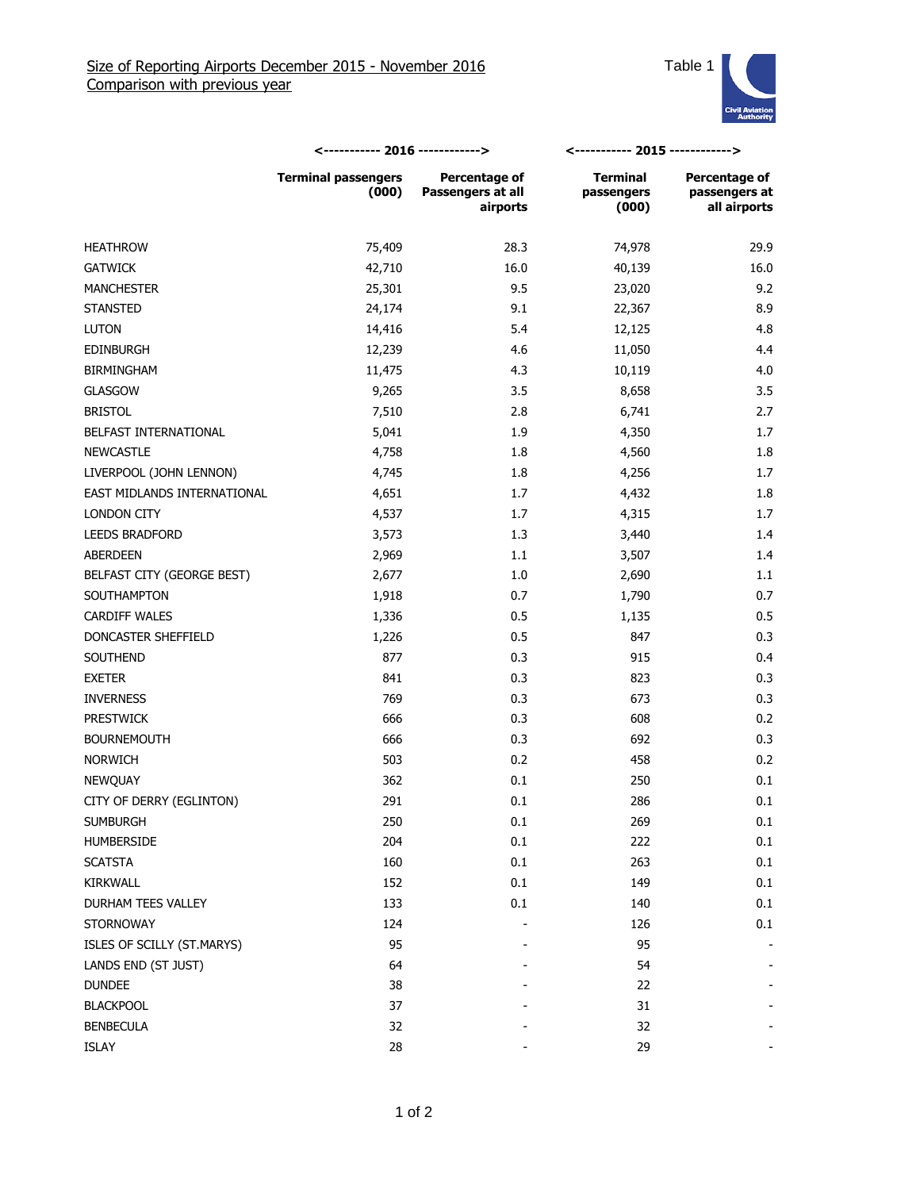## Size of Reporting Airports December 2015 - November 2016
## Comparison with previous year

Table 1

Civil Aviation Authority

| | 2016 | | 2015 | |
|---|---|---|---|---|
| | Terminal passengers (000) | Percentage of Passengers at all airports | Terminal passengers (000) | Percentage of passengers at all airports |
| HEATHROW | 75,409 | 28.3 | 74,978 | 29.9 |
| GATWICK | 42,710 | 16.0 | 40,139 | 16.0 |
| MANCHESTER | 25,301 | 9.5 | 23,020 | 9.2 |
| STANSTED | 24,174 | 9.1 | 22,367 | 8.9 |
| LUTON | 14,416 | 5.4 | 12,125 | 4.8 |
| EDINBURGH | 12,239 | 4.6 | 11,050 | 4.4 |
| BIRMINGHAM | 11,475 | 4.3 | 10,119 | 4.0 |
| GLASGOW | 9,265 | 3.5 | 8,658 | 3.5 |
| BRISTOL | 7,510 | 2.8 | 6,741 | 2.7 |
| BELFAST INTERNATIONAL | 5,041 | 1.9 | 4,350 | 1.7 |
| NEWCASTLE | 4,758 | 1.8 | 4,560 | 1.8 |
| LIVERPOOL (JOHN LENNON) | 4,745 | 1.8 | 4,256 | 1.7 |
| EAST MIDLANDS INTERNATIONAL | 4,651 | 1.7 | 4,432 | 1.8 |
| LONDON CITY | 4,537 | 1.7 | 4,315 | 1.7 |
| LEEDS BRADFORD | 3,573 | 1.3 | 3,440 | 1.4 |
| ABERDEEN | 2,969 | 1.1 | 3,507 | 1.4 |
| BELFAST CITY (GEORGE BEST) | 2,677 | 1.0 | 2,690 | 1.1 |
| SOUTHAMPTON | 1,918 | 0.7 | 1,790 | 0.7 |
| CARDIFF WALES | 1,336 | 0.5 | 1,135 | 0.5 |
| DONCASTER SHEFFIELD | 1,226 | 0.5 | 847 | 0.3 |
| SOUTHEND | 877 | 0.3 | 915 | 0.4 |
| EXETER | 841 | 0.3 | 823 | 0.3 |
| INVERNESS | 769 | 0.3 | 673 | 0.3 |
| PRESTWICK | 666 | 0.3 | 608 | 0.2 |
| BOURNEMOUTH | 666 | 0.3 | 692 | 0.3 |
| NORWICH | 503 | 0.2 | 458 | 0.2 |
| NEWQUAY | 362 | 0.1 | 250 | 0.1 |
| CITY OF DERRY (EGLINTON) | 291 | 0.1 | 286 | 0.1 |
| SUMBURGH | 250 | 0.1 | 269 | 0.1 |
| HUMBERSIDE | 204 | 0.1 | 222 | 0.1 |
| SCATSTA | 160 | 0.1 | 263 | 0.1 |
| KIRKWALL | 152 | 0.1 | 149 | 0.1 |
| DURHAM TEES VALLEY | 133 | 0.1 | 140 | 0.1 |
| STORNOWAY | 124 | - | 126 | 0.1 |
| ISLES OF SCILLY (ST.MARYS) | 95 | - | 95 | - |
| LANDS END (ST JUST) | 64 | - | 54 | - |
| DUNDEE | 38 | - | 22 | - |
| BLACKPOOL | 37 | - | 31 | - |
| BENBECULA | 32 | - | 32 | - |
| ISLAY | 28 | - | 29 | - |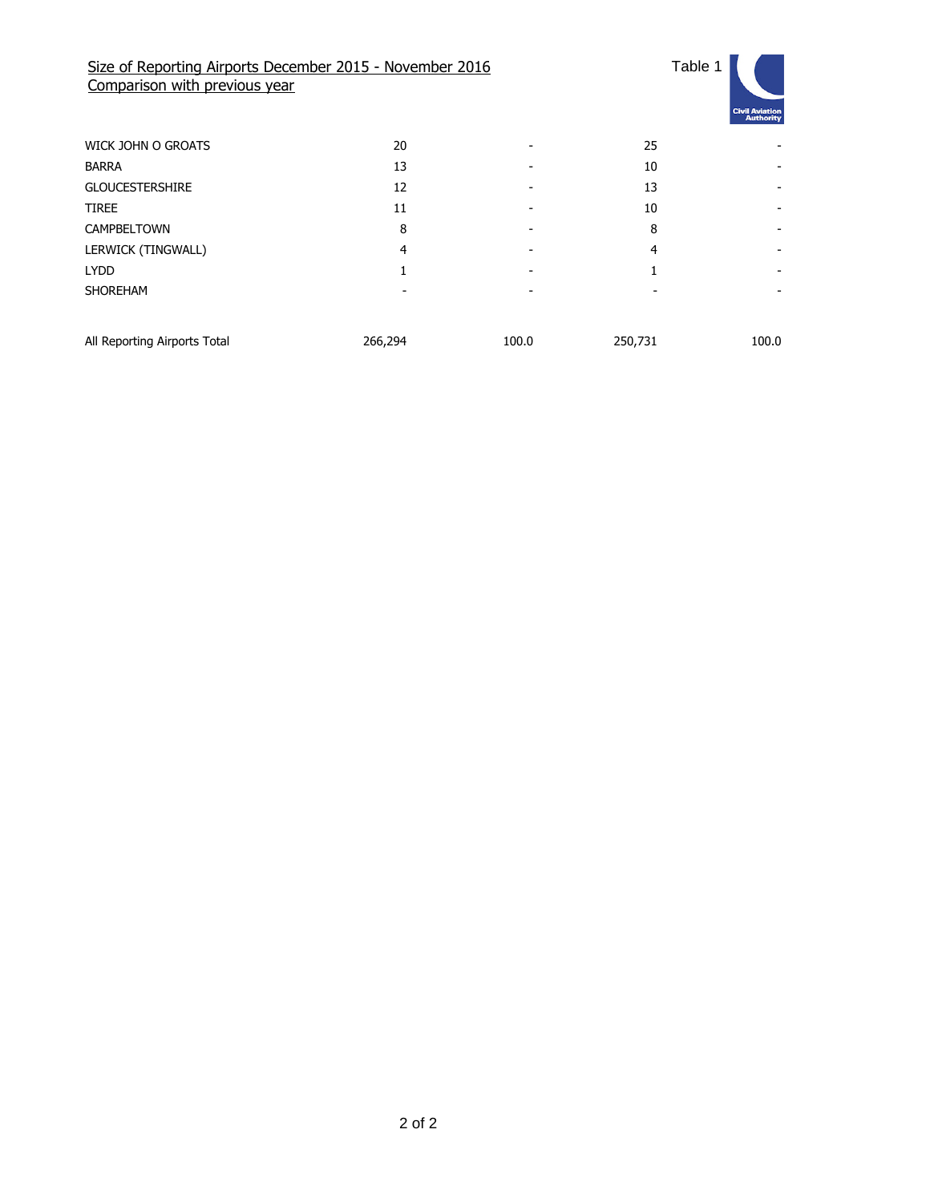Size of Reporting Airports December 2015 - November 2016
Comparison with previous year

Table 1

| | | | | |
|---|---|---|---|---|
| WICK JOHN O GROATS | 20 | - | 25 | - |
| BARRA | 13 | - | 10 | - |
| GLOUCESTERSHIRE | 12 | - | 13 | - |
| TIREE | 11 | - | 10 | - |
| CAMPBELTOWN | 8 | - | 8 | - |
| LERWICK (TINGWALL) | 4 | - | 4 | - |
| LYDD | 1 | - | 1 | - |
| SHOREHAM | - | - | - | - |
| All Reporting Airports Total | 266,294 | 100.0 | 250,731 | 100.0 |